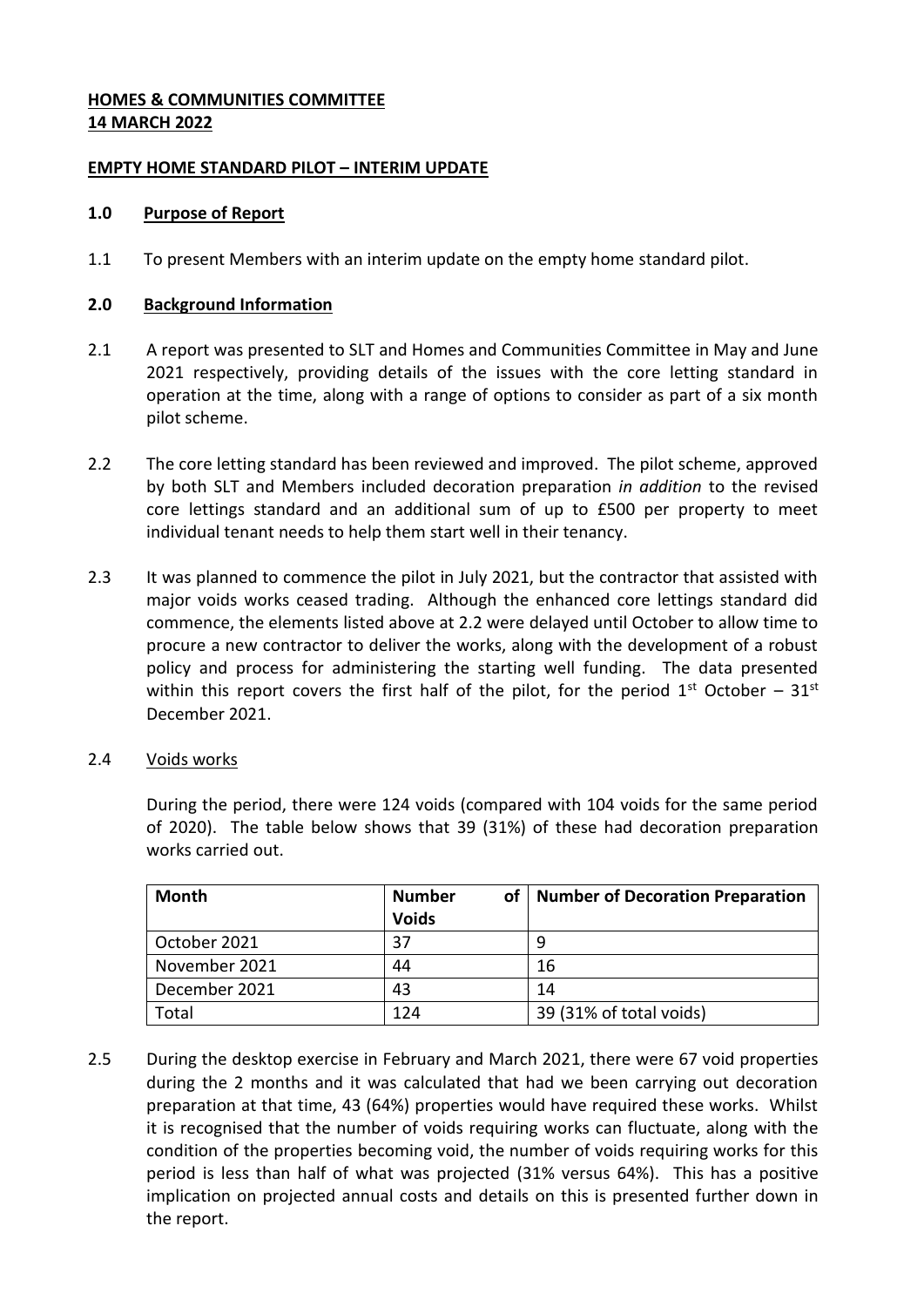**HOMES & COMMUNITIES COMMITTEE**
**14 MARCH 2022**

**EMPTY HOME STANDARD PILOT – INTERIM UPDATE**

## 1.0 Purpose of Report

1.1 To present Members with an interim update on the empty home standard pilot.

## 2.0 Background Information

2.1 A report was presented to SLT and Homes and Communities Committee in May and June 2021 respectively, providing details of the issues with the core letting standard in operation at the time, along with a range of options to consider as part of a six month pilot scheme.

2.2 The core letting standard has been reviewed and improved. The pilot scheme, approved by both SLT and Members included decoration preparation *in addition* to the revised core lettings standard and an additional sum of up to £500 per property to meet individual tenant needs to help them start well in their tenancy.

2.3 It was planned to commence the pilot in July 2021, but the contractor that assisted with major voids works ceased trading. Although the enhanced core lettings standard did commence, the elements listed above at 2.2 were delayed until October to allow time to procure a new contractor to deliver the works, along with the development of a robust policy and process for administering the starting well funding. The data presented within this report covers the first half of the pilot, for the period 1st October – 31st December 2021.

2.4 Voids works

During the period, there were 124 voids (compared with 104 voids for the same period of 2020). The table below shows that 39 (31%) of these had decoration preparation works carried out.

| Month | Number of Voids | Number of Decoration Preparation |
|---|---|---|
| October 2021 | 37 | 9 |
| November 2021 | 44 | 16 |
| December 2021 | 43 | 14 |
| Total | 124 | 39 (31% of total voids) |

2.5 During the desktop exercise in February and March 2021, there were 67 void properties during the 2 months and it was calculated that had we been carrying out decoration preparation at that time, 43 (64%) properties would have required these works. Whilst it is recognised that the number of voids requiring works can fluctuate, along with the condition of the properties becoming void, the number of voids requiring works for this period is less than half of what was projected (31% versus 64%). This has a positive implication on projected annual costs and details on this is presented further down in the report.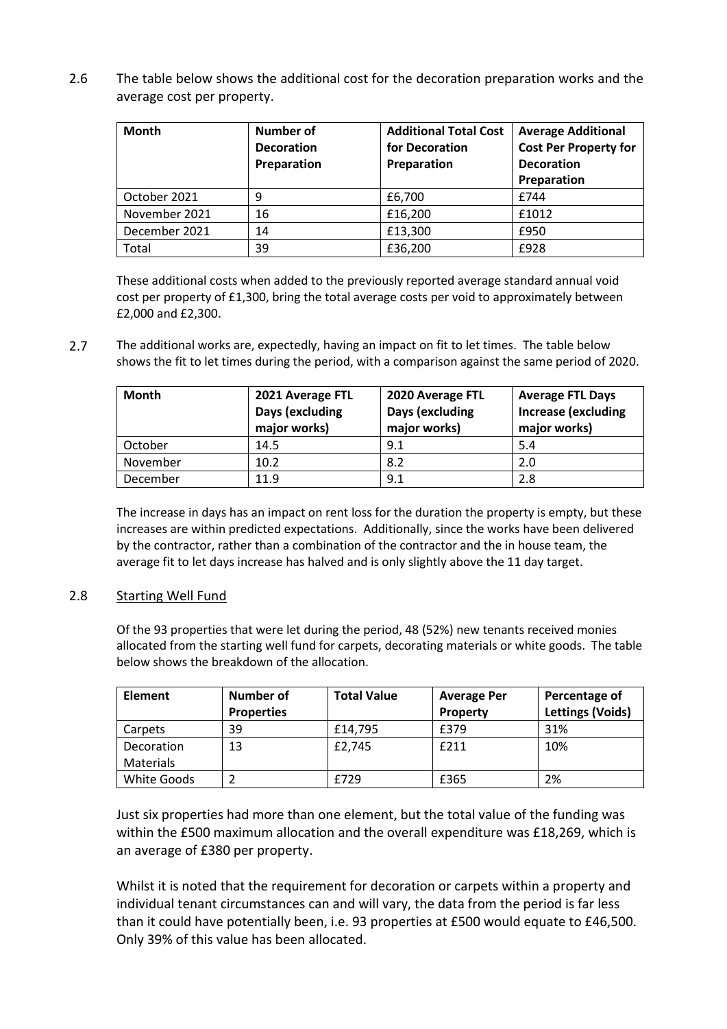2.6 The table below shows the additional cost for the decoration preparation works and the average cost per property.

| Month | Number of Decoration Preparation | Additional Total Cost for Decoration Preparation | Average Additional Cost Per Property for Decoration Preparation |
|---|---|---|---|
| October 2021 | 9 | £6,700 | £744 |
| November 2021 | 16 | £16,200 | £1012 |
| December 2021 | 14 | £13,300 | £950 |
| Total | 39 | £36,200 | £928 |

These additional costs when added to the previously reported average standard annual void cost per property of £1,300, bring the total average costs per void to approximately between £2,000 and £2,300.

2.7 The additional works are, expectedly, having an impact on fit to let times. The table below shows the fit to let times during the period, with a comparison against the same period of 2020.

| Month | 2021 Average FTL Days (excluding major works) | 2020 Average FTL Days (excluding major works) | Average FTL Days Increase (excluding major works) |
|---|---|---|---|
| October | 14.5 | 9.1 | 5.4 |
| November | 10.2 | 8.2 | 2.0 |
| December | 11.9 | 9.1 | 2.8 |

The increase in days has an impact on rent loss for the duration the property is empty, but these increases are within predicted expectations. Additionally, since the works have been delivered by the contractor, rather than a combination of the contractor and the in house team, the average fit to let days increase has halved and is only slightly above the 11 day target.

2.8 <u>Starting Well Fund</u>

Of the 93 properties that were let during the period, 48 (52%) new tenants received monies allocated from the starting well fund for carpets, decorating materials or white goods. The table below shows the breakdown of the allocation.

| Element | Number of Properties | Total Value | Average Per Property | Percentage of Lettings (Voids) |
|---|---|---|---|---|
| Carpets | 39 | £14,795 | £379 | 31% |
| Decoration Materials | 13 | £2,745 | £211 | 10% |
| White Goods | 2 | £729 | £365 | 2% |

Just six properties had more than one element, but the total value of the funding was within the £500 maximum allocation and the overall expenditure was £18,269, which is an average of £380 per property.

Whilst it is noted that the requirement for decoration or carpets within a property and individual tenant circumstances can and will vary, the data from the period is far less than it could have potentially been, i.e. 93 properties at £500 would equate to £46,500. Only 39% of this value has been allocated.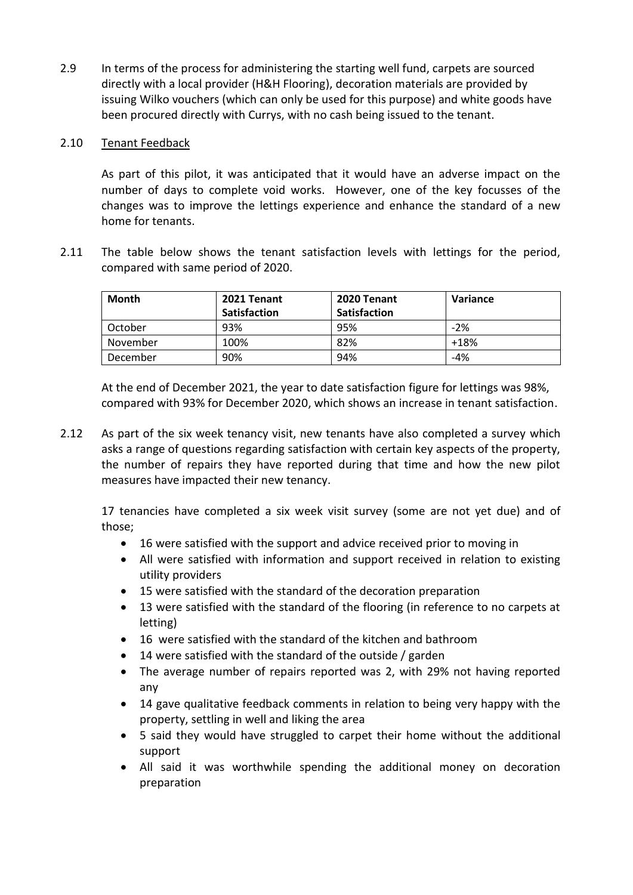2.9 In terms of the process for administering the starting well fund, carpets are sourced directly with a local provider (H&H Flooring), decoration materials are provided by issuing Wilko vouchers (which can only be used for this purpose) and white goods have been procured directly with Currys, with no cash being issued to the tenant.

2.10 <u>Tenant Feedback</u>

As part of this pilot, it was anticipated that it would have an adverse impact on the number of days to complete void works. However, one of the key focusses of the changes was to improve the lettings experience and enhance the standard of a new home for tenants.

2.11 The table below shows the tenant satisfaction levels with lettings for the period, compared with same period of 2020.

| Month | 2021 Tenant Satisfaction | 2020 Tenant Satisfaction | Variance |
|---|---|---|---|
| October | 93% | 95% | -2% |
| November | 100% | 82% | +18% |
| December | 90% | 94% | -4% |

At the end of December 2021, the year to date satisfaction figure for lettings was 98%, compared with 93% for December 2020, which shows an increase in tenant satisfaction.

2.12 As part of the six week tenancy visit, new tenants have also completed a survey which asks a range of questions regarding satisfaction with certain key aspects of the property, the number of repairs they have reported during that time and how the new pilot measures have impacted their new tenancy.

17 tenancies have completed a six week visit survey (some are not yet due) and of those;

- 16 were satisfied with the support and advice received prior to moving in
- All were satisfied with information and support received in relation to existing utility providers
- 15 were satisfied with the standard of the decoration preparation
- 13 were satisfied with the standard of the flooring (in reference to no carpets at letting)
- 16 were satisfied with the standard of the kitchen and bathroom
- 14 were satisfied with the standard of the outside / garden
- The average number of repairs reported was 2, with 29% not having reported any
- 14 gave qualitative feedback comments in relation to being very happy with the property, settling in well and liking the area
- 5 said they would have struggled to carpet their home without the additional support
- All said it was worthwhile spending the additional money on decoration preparation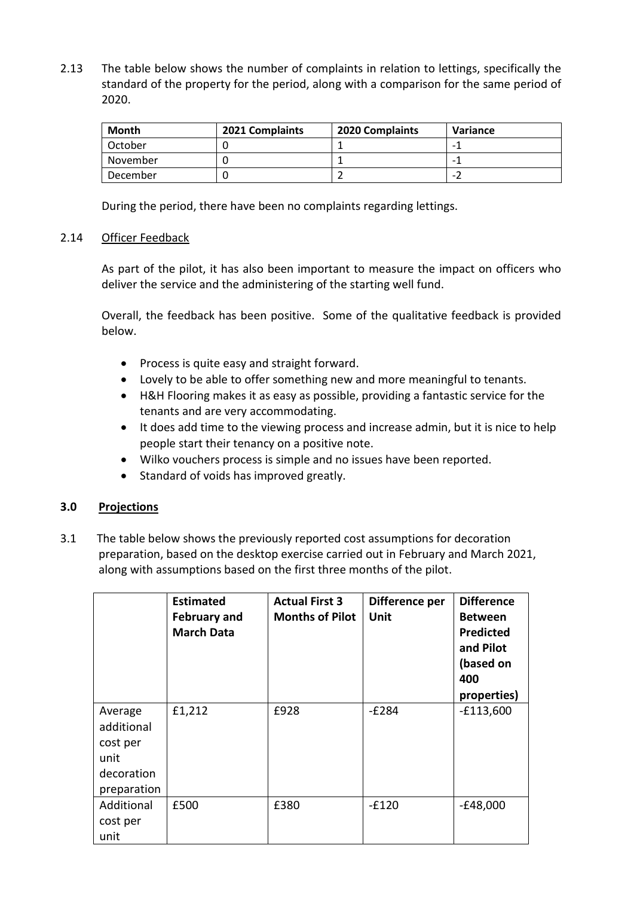2.13 The table below shows the number of complaints in relation to lettings, specifically the standard of the property for the period, along with a comparison for the same period of 2020.

| Month | 2021 Complaints | 2020 Complaints | Variance |
|---|---|---|---|
| October | 0 | 1 | -1 |
| November | 0 | 1 | -1 |
| December | 0 | 2 | -2 |

During the period, there have been no complaints regarding lettings.

2.14 Officer Feedback

As part of the pilot, it has also been important to measure the impact on officers who deliver the service and the administering of the starting well fund.

Overall, the feedback has been positive. Some of the qualitative feedback is provided below.

- Process is quite easy and straight forward.
- Lovely to be able to offer something new and more meaningful to tenants.
- H&H Flooring makes it as easy as possible, providing a fantastic service for the tenants and are very accommodating.
- It does add time to the viewing process and increase admin, but it is nice to help people start their tenancy on a positive note.
- Wilko vouchers process is simple and no issues have been reported.
- Standard of voids has improved greatly.

## 3.0 Projections

3.1 The table below shows the previously reported cost assumptions for decoration preparation, based on the desktop exercise carried out in February and March 2021, along with assumptions based on the first three months of the pilot.

| | Estimated February and March Data | Actual First 3 Months of Pilot | Difference per Unit | Difference Between Predicted and Pilot (based on 400 properties) |
|---|---|---|---|---|
| Average additional cost per unit decoration preparation | £1,212 | £928 | -£284 | -£113,600 |
| Additional cost per unit | £500 | £380 | -£120 | -£48,000 |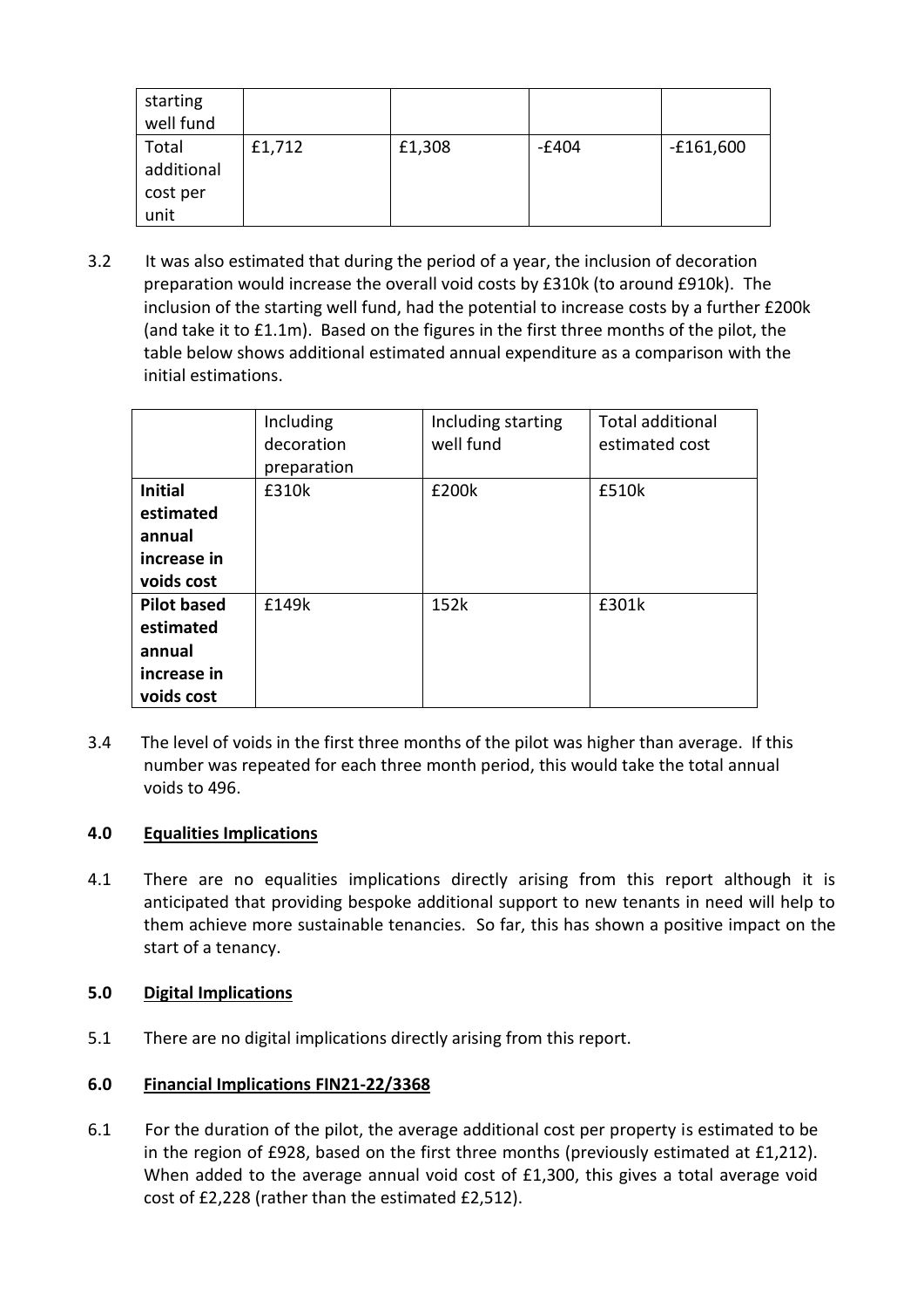| starting well fund | | | | |
|---|---|---|---|---|
| Total additional cost per unit | £1,712 | £1,308 | -£404 | -£161,600 |

3.2 It was also estimated that during the period of a year, the inclusion of decoration preparation would increase the overall void costs by £310k (to around £910k). The inclusion of the starting well fund, had the potential to increase costs by a further £200k (and take it to £1.1m). Based on the figures in the first three months of the pilot, the table below shows additional estimated annual expenditure as a comparison with the initial estimations.

| | Including decoration preparation | Including starting well fund | Total additional estimated cost |
|---|---|---|---|
| **Initial estimated annual increase in voids cost** | £310k | £200k | £510k |
| **Pilot based estimated annual increase in voids cost** | £149k | 152k | £301k |

3.4 The level of voids in the first three months of the pilot was higher than average. If this number was repeated for each three month period, this would take the total annual voids to 496.

## 4.0 Equalities Implications

4.1 There are no equalities implications directly arising from this report although it is anticipated that providing bespoke additional support to new tenants in need will help to them achieve more sustainable tenancies. So far, this has shown a positive impact on the start of a tenancy.

## 5.0 Digital Implications

5.1 There are no digital implications directly arising from this report.

## 6.0 Financial Implications FIN21-22/3368

6.1 For the duration of the pilot, the average additional cost per property is estimated to be in the region of £928, based on the first three months (previously estimated at £1,212). When added to the average annual void cost of £1,300, this gives a total average void cost of £2,228 (rather than the estimated £2,512).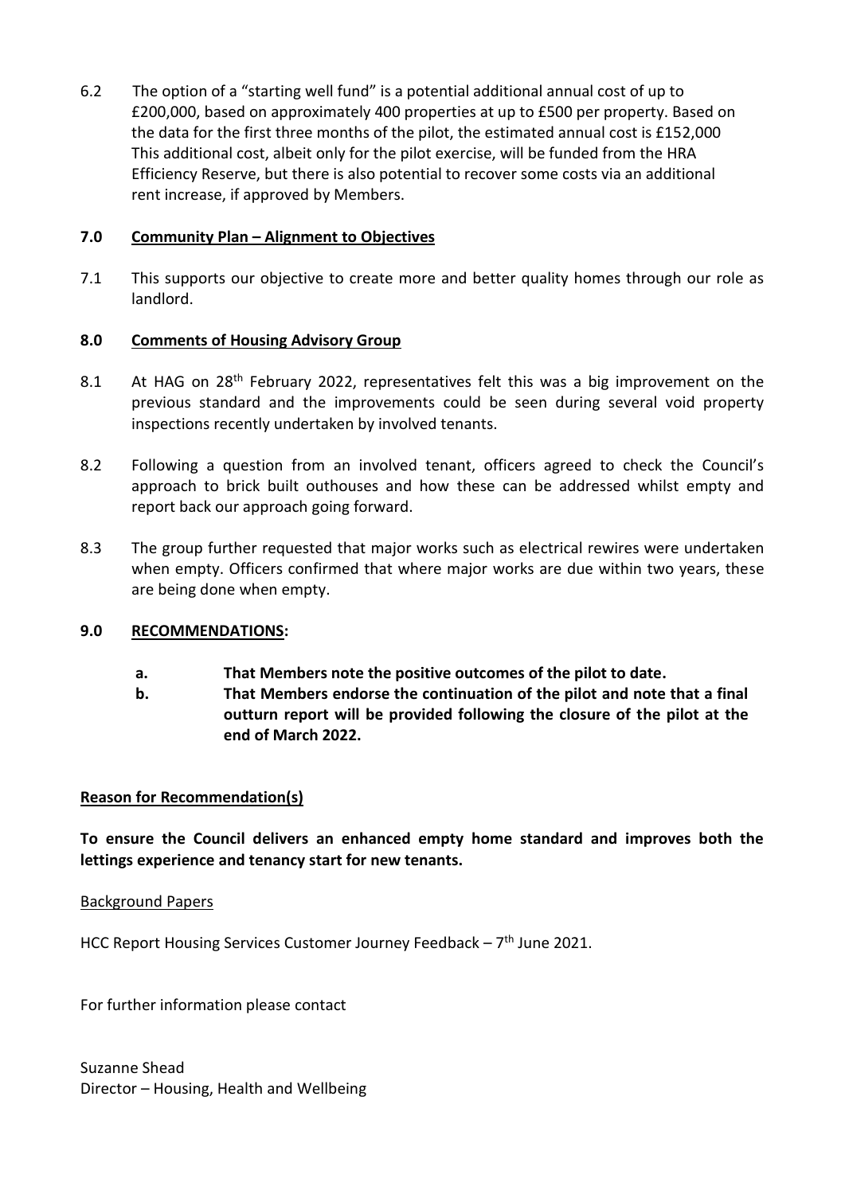6.2 The option of a "starting well fund" is a potential additional annual cost of up to £200,000, based on approximately 400 properties at up to £500 per property. Based on the data for the first three months of the pilot, the estimated annual cost is £152,000 This additional cost, albeit only for the pilot exercise, will be funded from the HRA Efficiency Reserve, but there is also potential to recover some costs via an additional rent increase, if approved by Members.

## 7.0 Community Plan – Alignment to Objectives

7.1 This supports our objective to create more and better quality homes through our role as landlord.

## 8.0 Comments of Housing Advisory Group

8.1 At HAG on 28th February 2022, representatives felt this was a big improvement on the previous standard and the improvements could be seen during several void property inspections recently undertaken by involved tenants.

8.2 Following a question from an involved tenant, officers agreed to check the Council's approach to brick built outhouses and how these can be addressed whilst empty and report back our approach going forward.

8.3 The group further requested that major works such as electrical rewires were undertaken when empty. Officers confirmed that where major works are due within two years, these are being done when empty.

## 9.0 RECOMMENDATIONS:

**a. That Members note the positive outcomes of the pilot to date.**

**b. That Members endorse the continuation of the pilot and note that a final outturn report will be provided following the closure of the pilot at the end of March 2022.**

**Reason for Recommendation(s)**

**To ensure the Council delivers an enhanced empty home standard and improves both the lettings experience and tenancy start for new tenants.**

Background Papers

HCC Report Housing Services Customer Journey Feedback – 7th June 2021.

For further information please contact

Suzanne Shead
Director – Housing, Health and Wellbeing